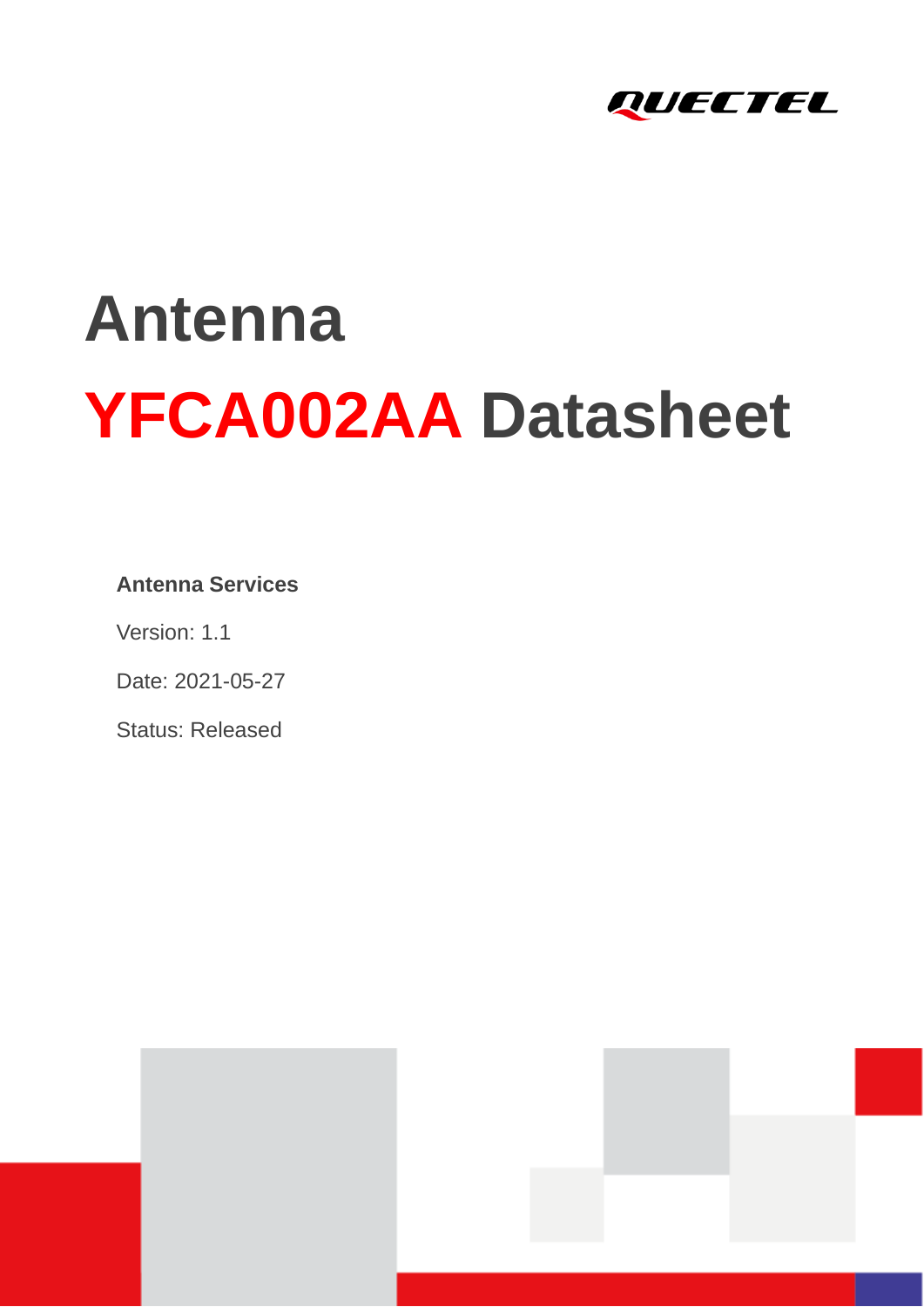# Antenna

# YFCA002AA Datasheet

**Antenna Services**

Version: 1.1

Date: 2021-05-27

Status: Released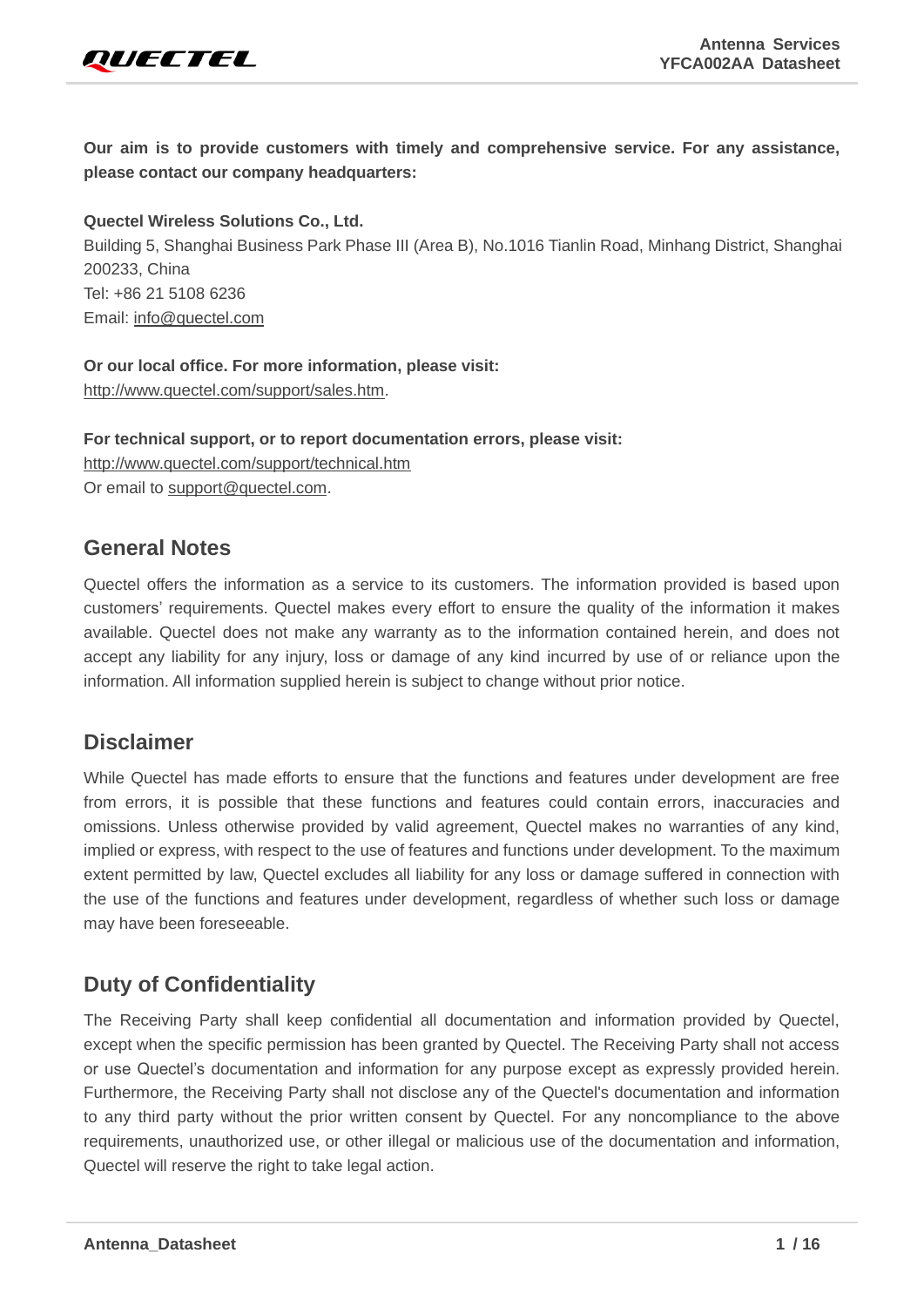**Our aim is to provide customers with timely and comprehensive service. For any assistance, please contact our company headquarters:**

**Quectel Wireless Solutions Co., Ltd.**
Building 5, Shanghai Business Park Phase III (Area B), No.1016 Tianlin Road, Minhang District, Shanghai 200233, China
Tel: +86 21 5108 6236
Email: info@quectel.com

**Or our local office. For more information, please visit:**
http://www.quectel.com/support/sales.htm.

**For technical support, or to report documentation errors, please visit:**
http://www.quectel.com/support/technical.htm
Or email to support@quectel.com.

## General Notes

Quectel offers the information as a service to its customers. The information provided is based upon customers' requirements. Quectel makes every effort to ensure the quality of the information it makes available. Quectel does not make any warranty as to the information contained herein, and does not accept any liability for any injury, loss or damage of any kind incurred by use of or reliance upon the information. All information supplied herein is subject to change without prior notice.

## Disclaimer

While Quectel has made efforts to ensure that the functions and features under development are free from errors, it is possible that these functions and features could contain errors, inaccuracies and omissions. Unless otherwise provided by valid agreement, Quectel makes no warranties of any kind, implied or express, with respect to the use of features and functions under development. To the maximum extent permitted by law, Quectel excludes all liability for any loss or damage suffered in connection with the use of the functions and features under development, regardless of whether such loss or damage may have been foreseeable.

## Duty of Confidentiality

The Receiving Party shall keep confidential all documentation and information provided by Quectel, except when the specific permission has been granted by Quectel. The Receiving Party shall not access or use Quectel's documentation and information for any purpose except as expressly provided herein. Furthermore, the Receiving Party shall not disclose any of the Quectel's documentation and information to any third party without the prior written consent by Quectel. For any noncompliance to the above requirements, unauthorized use, or other illegal or malicious use of the documentation and information, Quectel will reserve the right to take legal action.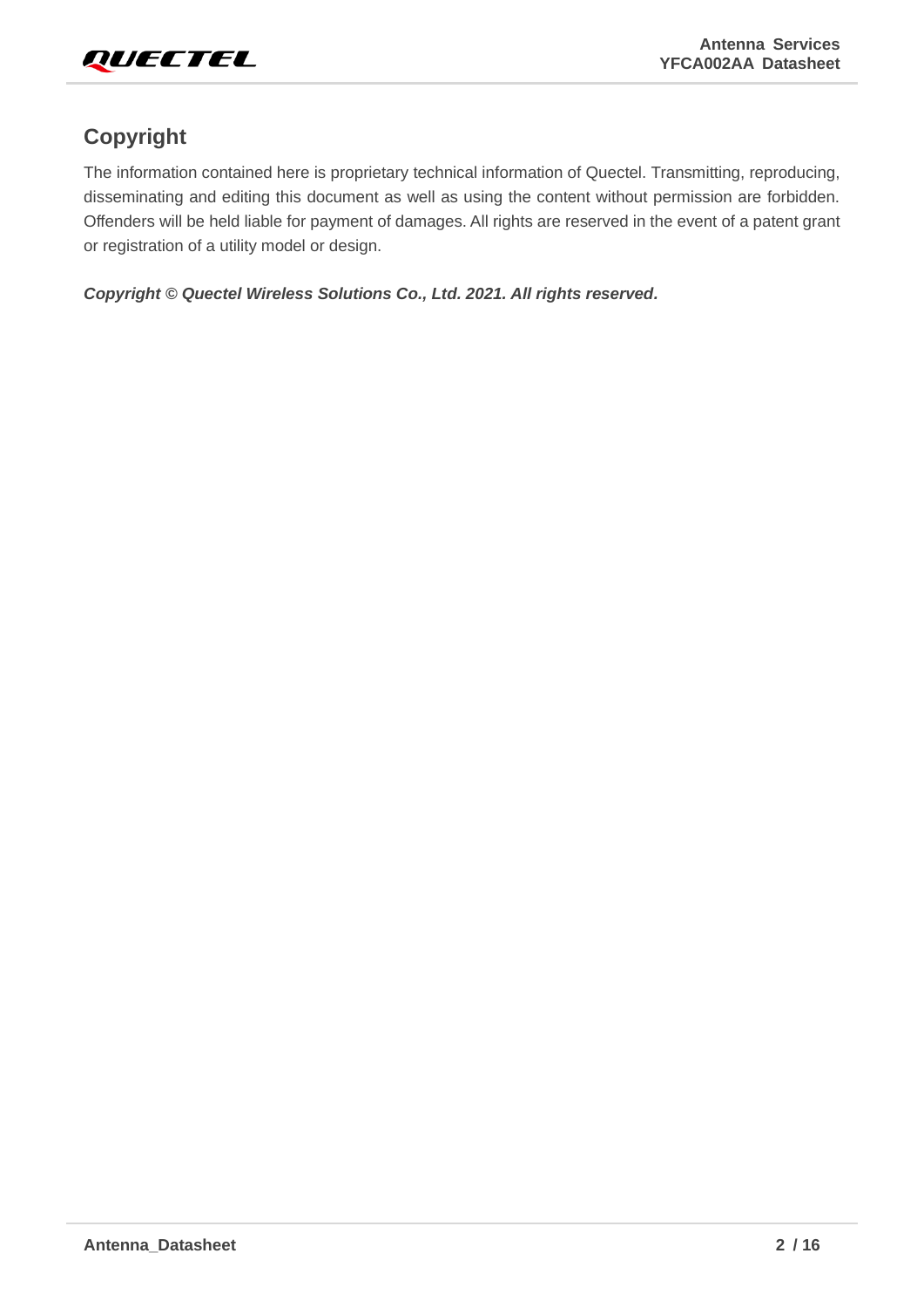## Copyright

The information contained here is proprietary technical information of Quectel. Transmitting, reproducing, disseminating and editing this document as well as using the content without permission are forbidden. Offenders will be held liable for payment of damages. All rights are reserved in the event of a patent grant or registration of a utility model or design.

***Copyright © Quectel Wireless Solutions Co., Ltd. 2021. All rights reserved.***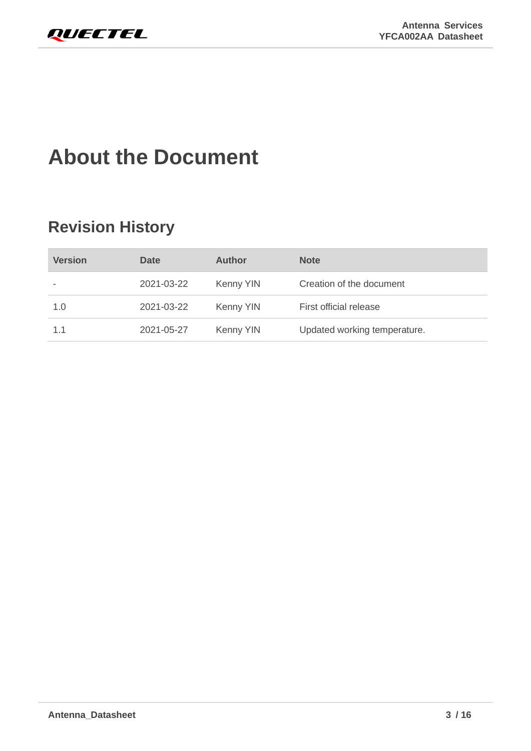# About the Document

## Revision History

| Version | Date | Author | Note |
|---|---|---|---|
| - | 2021-03-22 | Kenny YIN | Creation of the document |
| 1.0 | 2021-03-22 | Kenny YIN | First official release |
| 1.1 | 2021-05-27 | Kenny YIN | Updated working temperature. |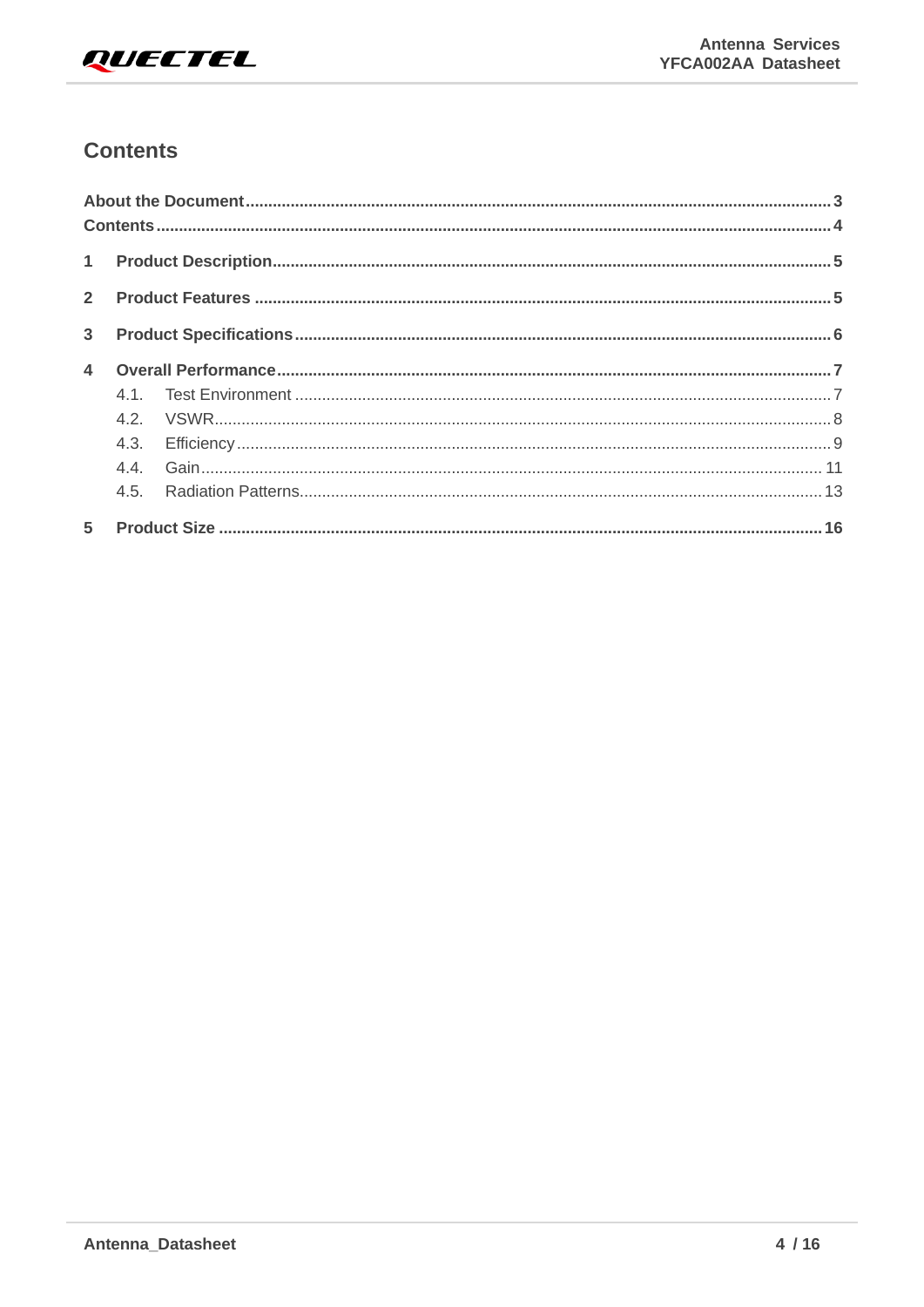# Contents

**About the Document** .......... 3
**Contents** .......... 4

**1 Product Description** .......... 5

**2 Product Features** .......... 5

**3 Product Specifications** .......... 6

**4 Overall Performance** .......... 7
- 4.1. Test Environment .......... 7
- 4.2. VSWR .......... 8
- 4.3. Efficiency .......... 9
- 4.4. Gain .......... 11
- 4.5. Radiation Patterns .......... 13

**5 Product Size** .......... 16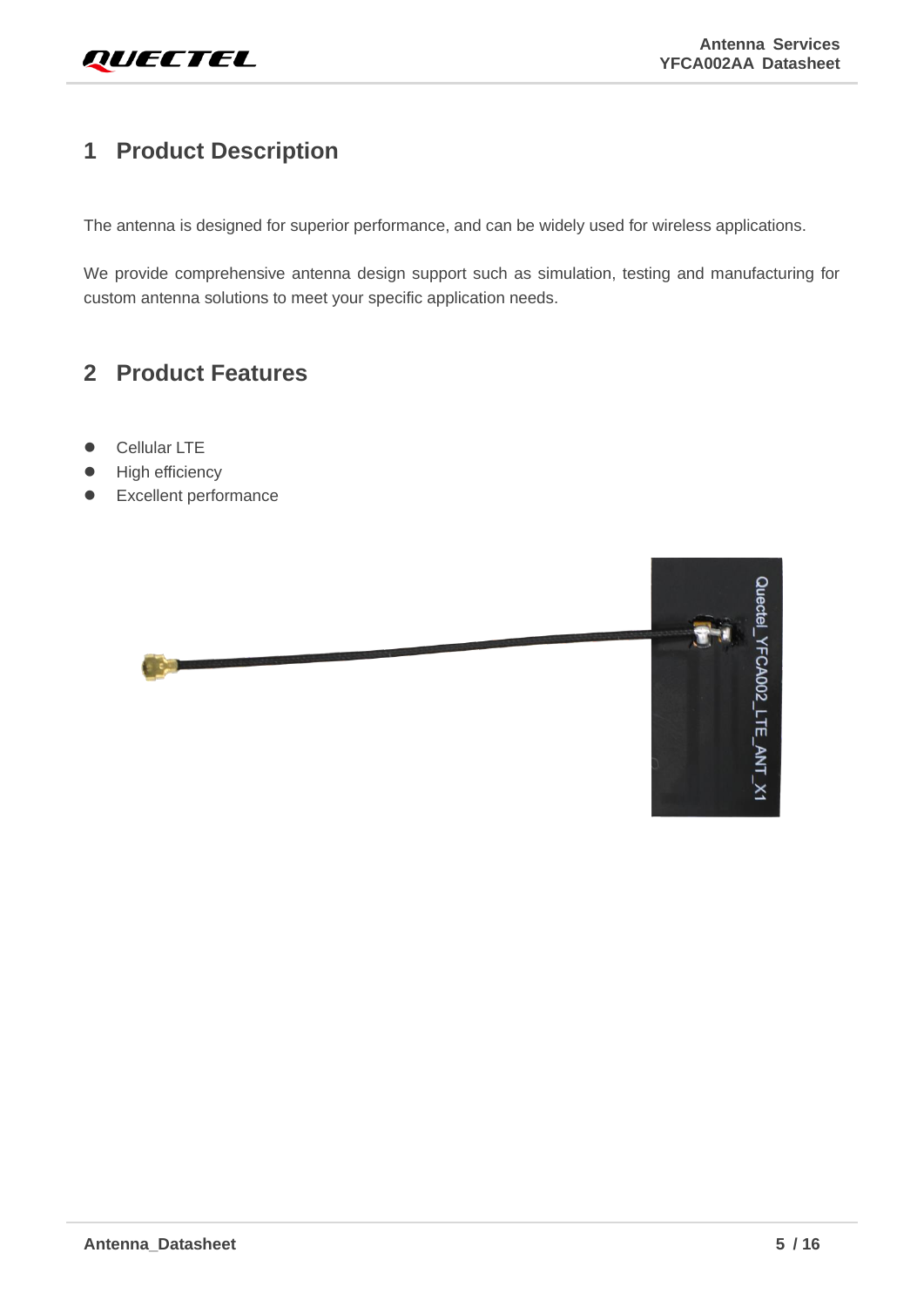# 1 Product Description

The antenna is designed for superior performance, and can be widely used for wireless applications.

We provide comprehensive antenna design support such as simulation, testing and manufacturing for custom antenna solutions to meet your specific application needs.

# 2 Product Features

- Cellular LTE
- High efficiency
- Excellent performance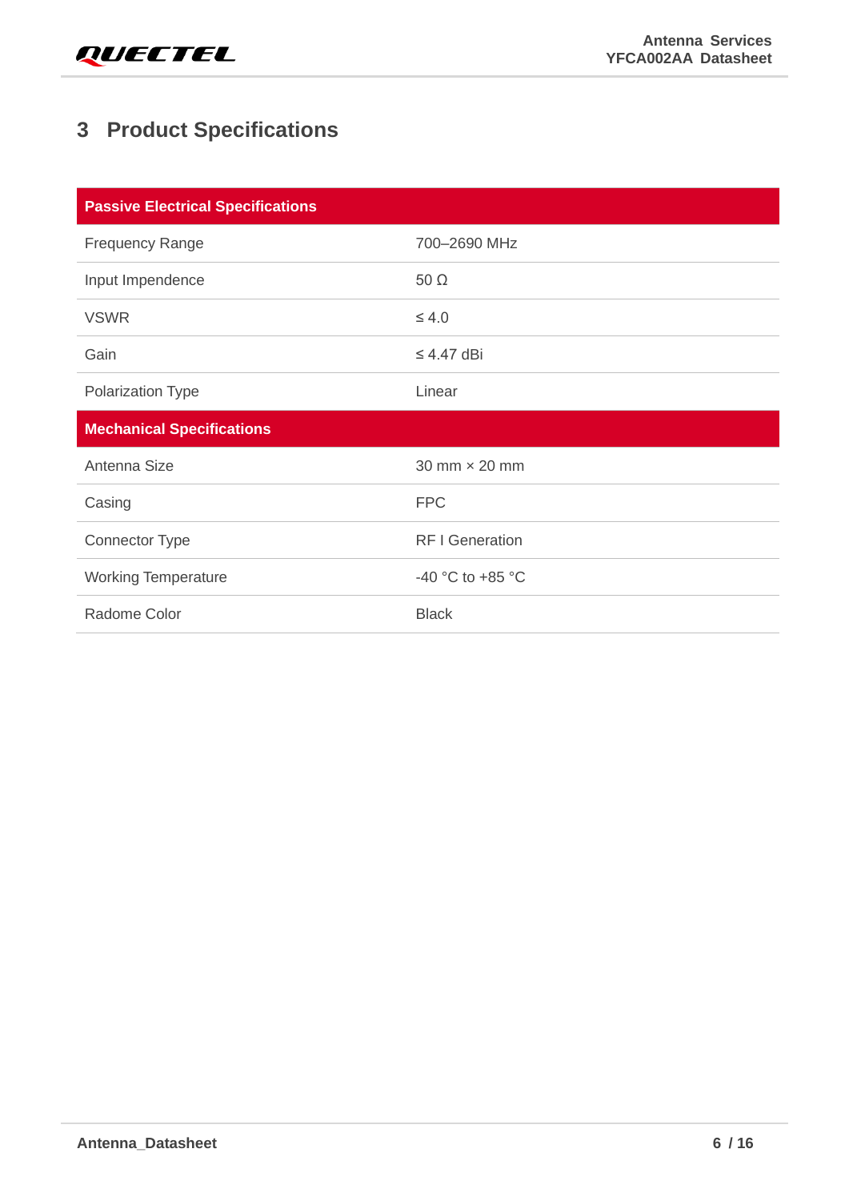# 3 Product Specifications

| Passive Electrical Specifications | |
|---|---|
| Frequency Range | 700–2690 MHz |
| Input Impendence | 50 Ω |
| VSWR | ≤ 4.0 |
| Gain | ≤ 4.47 dBi |
| Polarization Type | Linear |
| **Mechanical Specifications** | |
| Antenna Size | 30 mm × 20 mm |
| Casing | FPC |
| Connector Type | RF I Generation |
| Working Temperature | -40 °C to +85 °C |
| Radome Color | Black |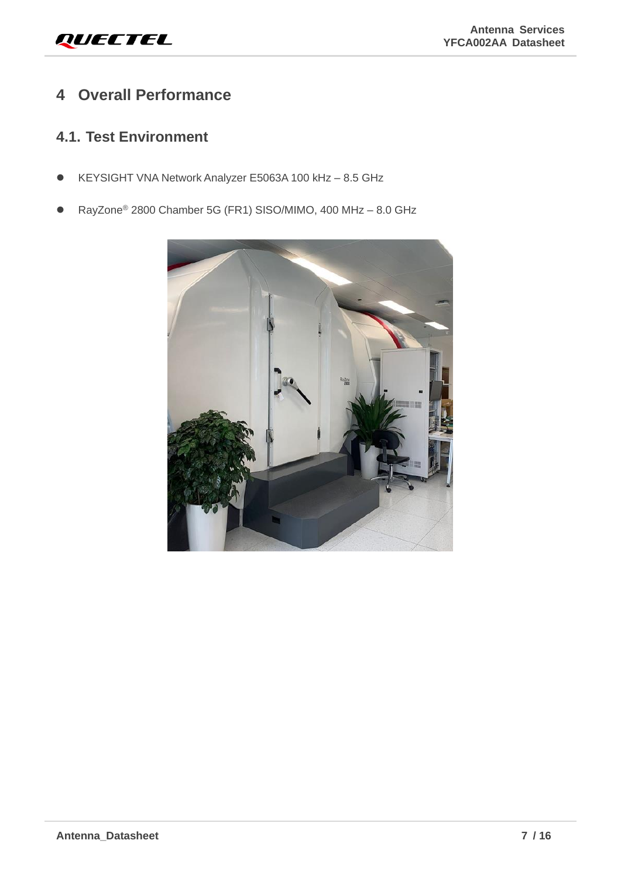# 4 Overall Performance

## 4.1. Test Environment

- KEYSIGHT VNA Network Analyzer E5063A 100 kHz – 8.5 GHz
- RayZone® 2800 Chamber 5G (FR1) SISO/MIMO, 400 MHz – 8.0 GHz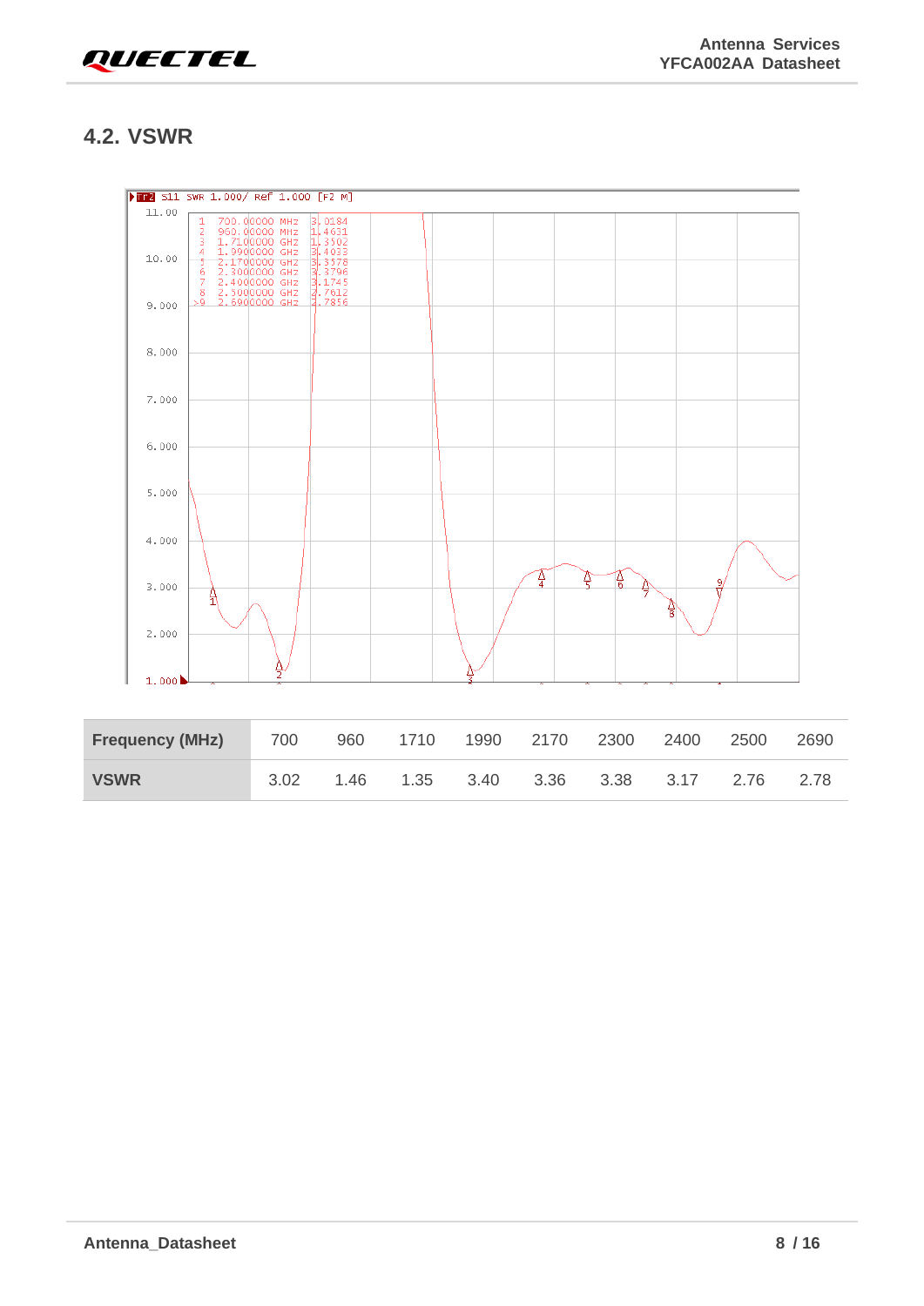## 4.2. VSWR

| Frequency (MHz) | 700 | 960 | 1710 | 1990 | 2170 | 2300 | 2400 | 2500 | 2690 |
|---|---|---|---|---|---|---|---|---|---|
| VSWR | 3.02 | 1.46 | 1.35 | 3.40 | 3.36 | 3.38 | 3.17 | 2.76 | 2.78 |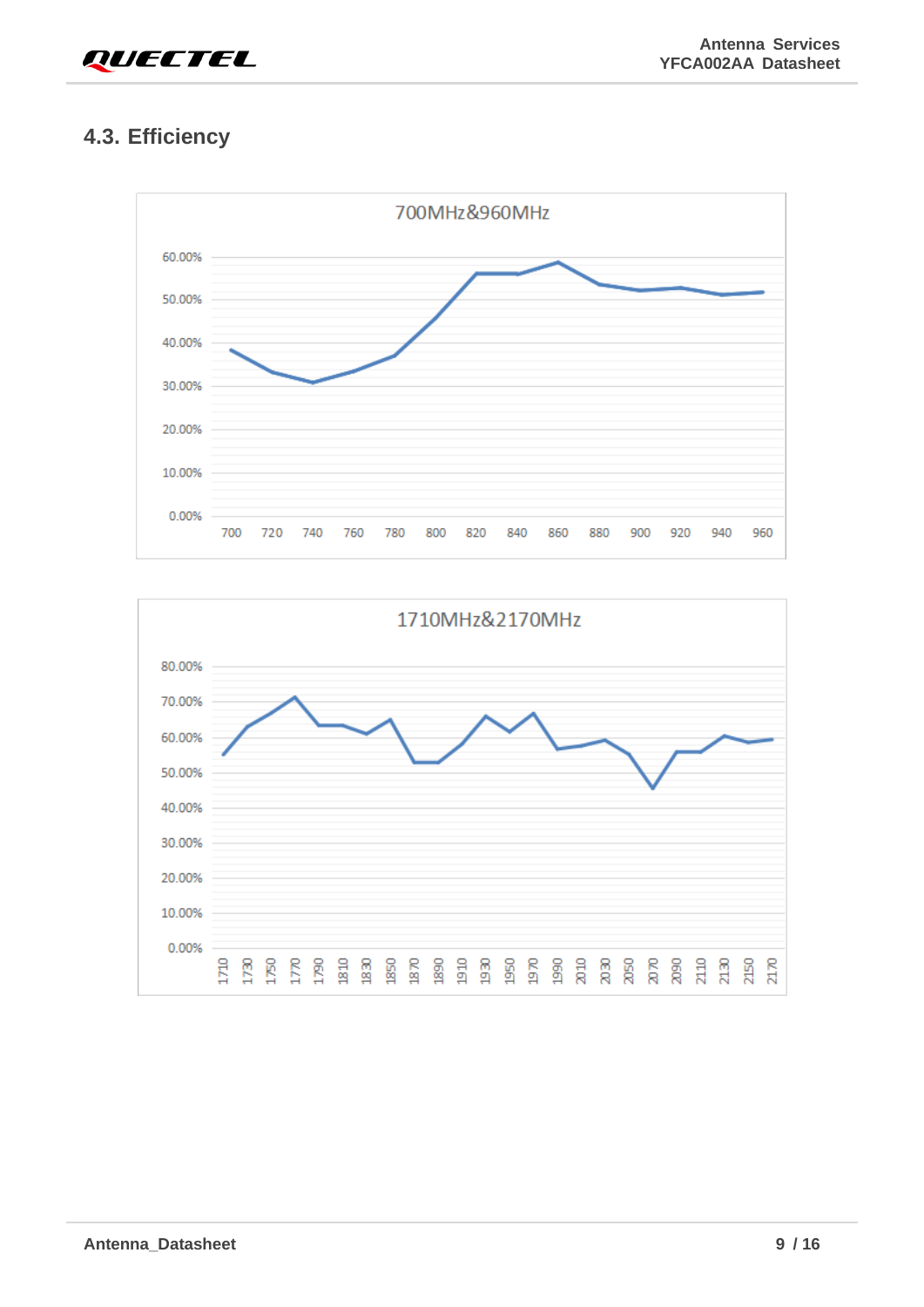## 4.3. Efficiency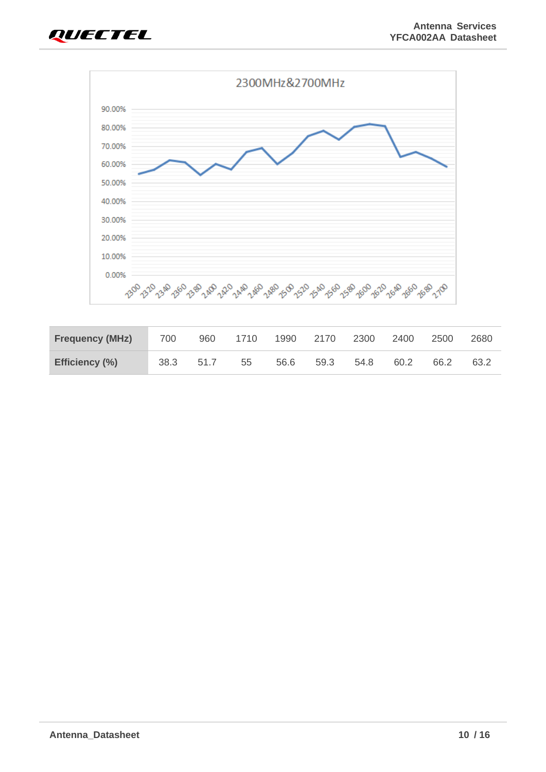2300MHz&2700MHz

| Frequency (MHz) | 700 | 960 | 1710 | 1990 | 2170 | 2300 | 2400 | 2500 | 2680 |
|---|---|---|---|---|---|---|---|---|---|
| Efficiency (%) | 38.3 | 51.7 | 55 | 56.6 | 59.3 | 54.8 | 60.2 | 66.2 | 63.2 |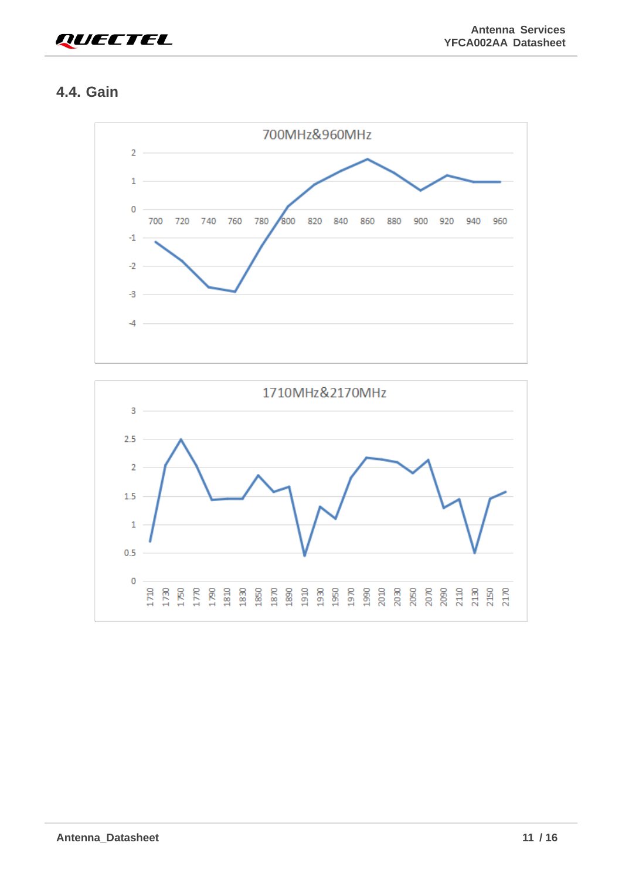## 4.4. Gain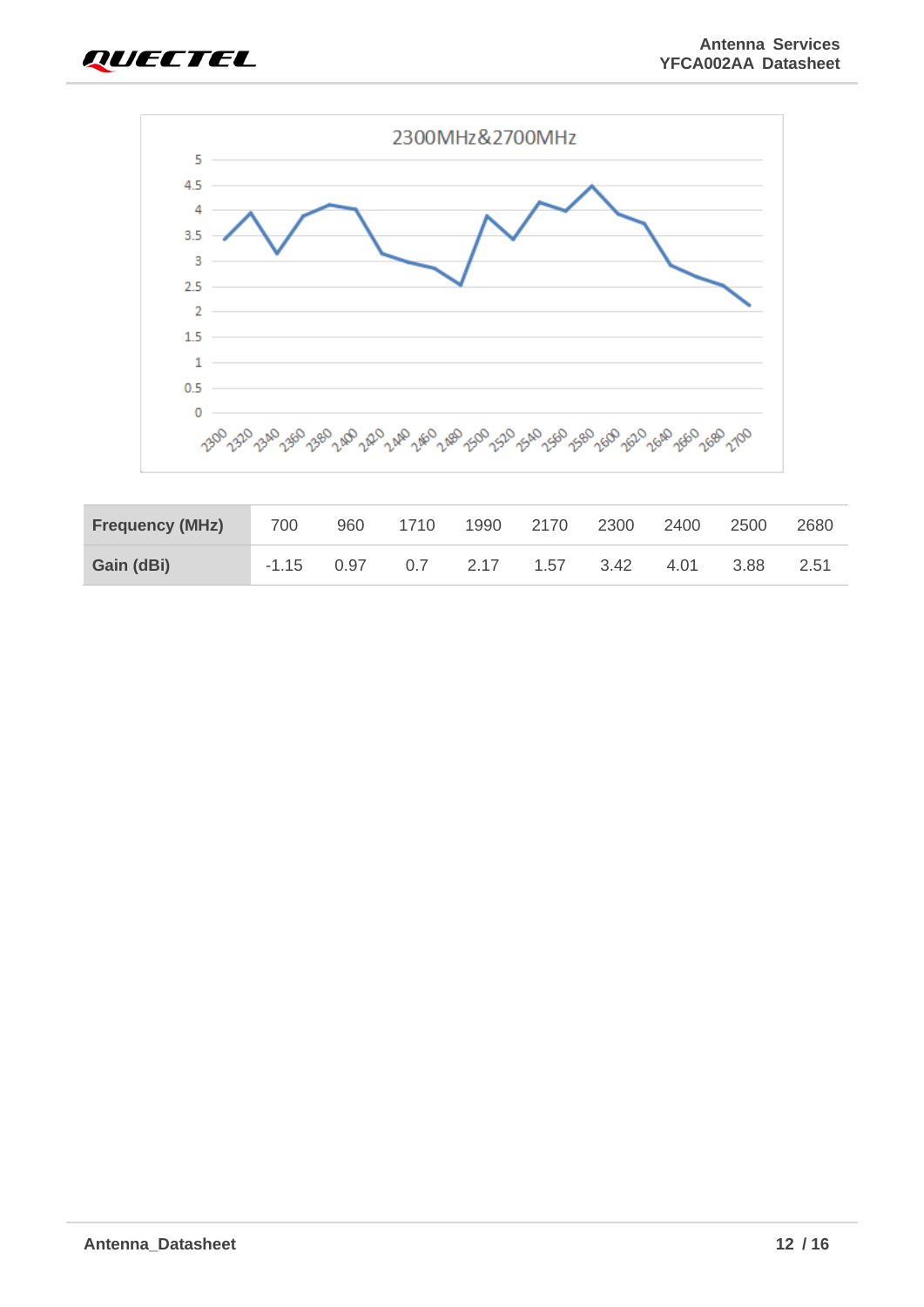2300MHz&2700MHz

| Frequency (MHz) | 700 | 960 | 1710 | 1990 | 2170 | 2300 | 2400 | 2500 | 2680 |
|---|---|---|---|---|---|---|---|---|---|
| Gain (dBi) | -1.15 | 0.97 | 0.7 | 2.17 | 1.57 | 3.42 | 4.01 | 3.88 | 2.51 |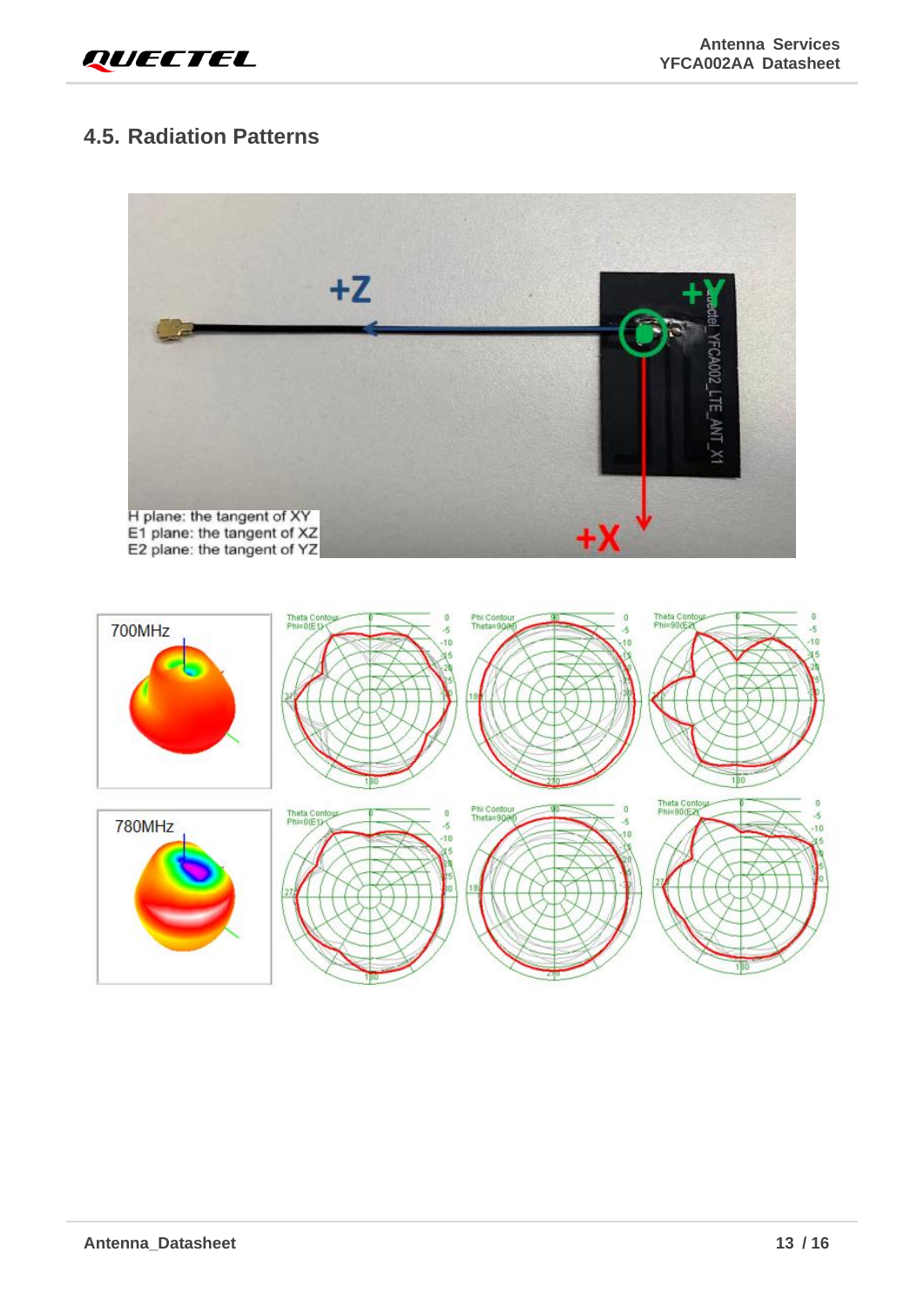## 4.5. Radiation Patterns

+Z

+Y

+X

H plane: the tangent of XY
E1 plane: the tangent of XZ
E2 plane: the tangent of YZ

700MHz

780MHz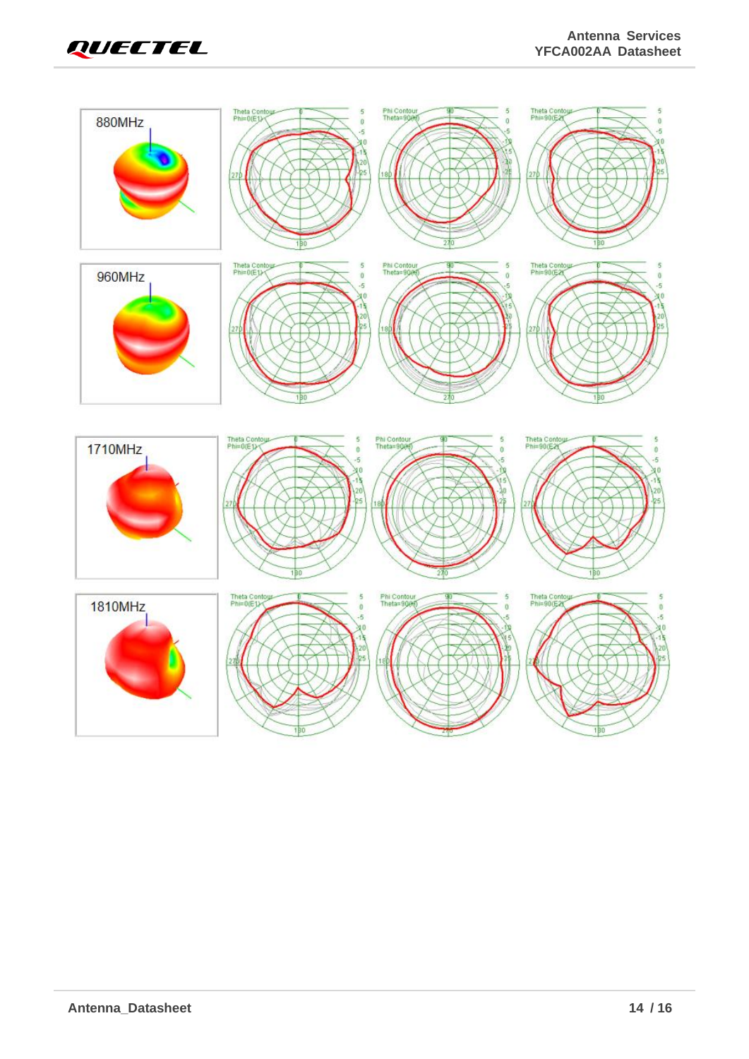880MHz

960MHz

1710MHz

1810MHz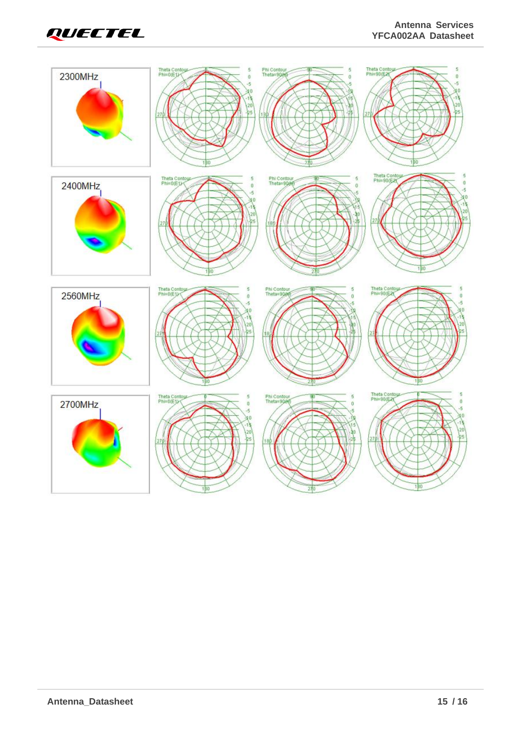2300MHz

Theta Contour Phi=0(E1)

Phi Contour Theta=90(H)

Theta Contour Phi=90(E2)

2400MHz

Theta Contour Phi=0(E1)

Phi Contour Theta=90(H)

Theta Contour Phi=90(E2)

2560MHz

Theta Contour Phi=0(E1)

Phi Contour Theta=90(H)

Theta Contour Phi=90(E2)

2700MHz

Theta Contour Phi=0(E1)

Phi Contour Theta=90(H)

Theta Contour Phi=90(E2)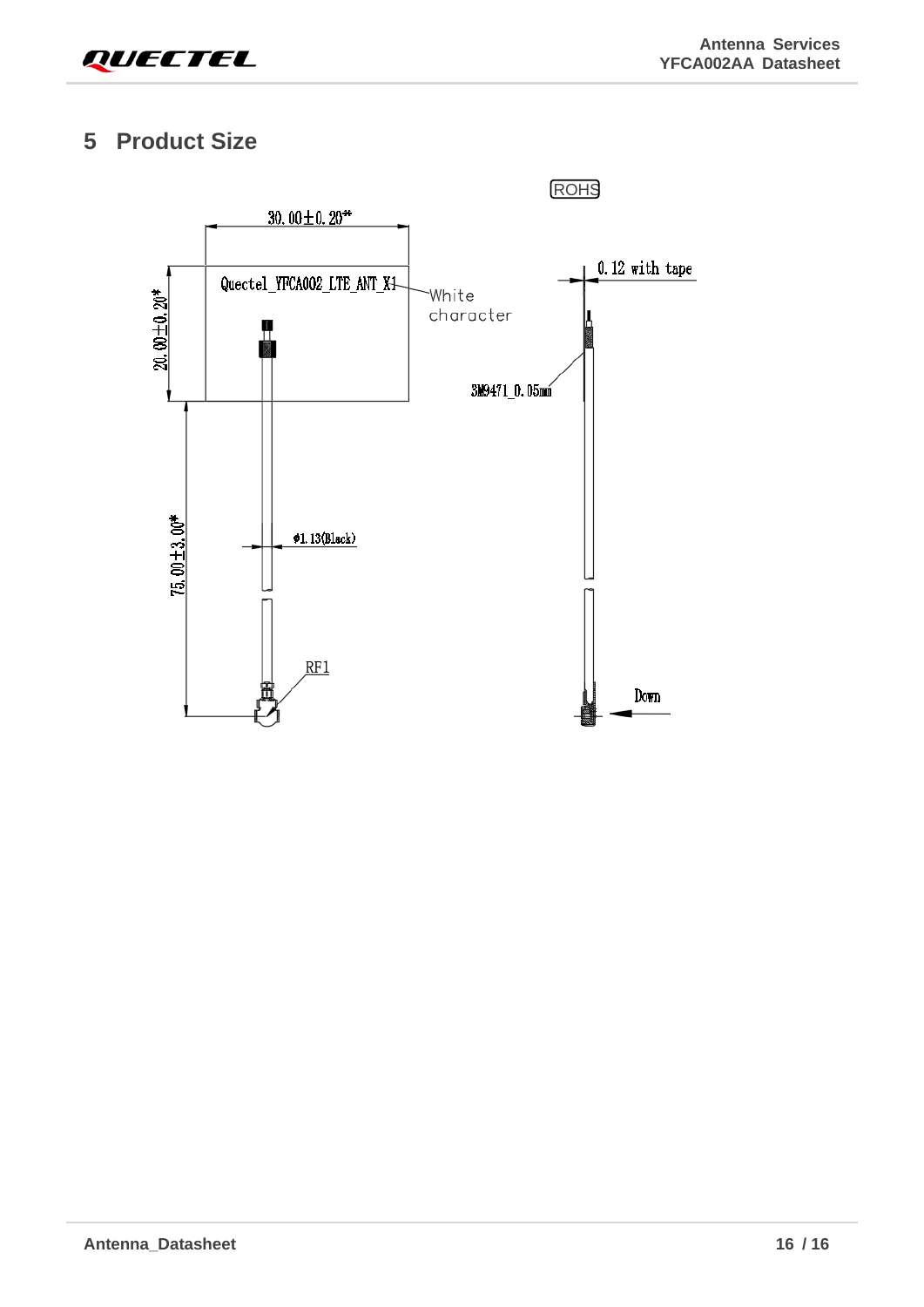# 5 Product Size

ROHS

30.00±0.20*

20.00±0.20*

75.00±3.00*

Quectel_YFCA002_LTE_ANT_X1

White character

0.12 with tape

3M9471_0.05mm

ϕ1.13(Black)

RF1

Down